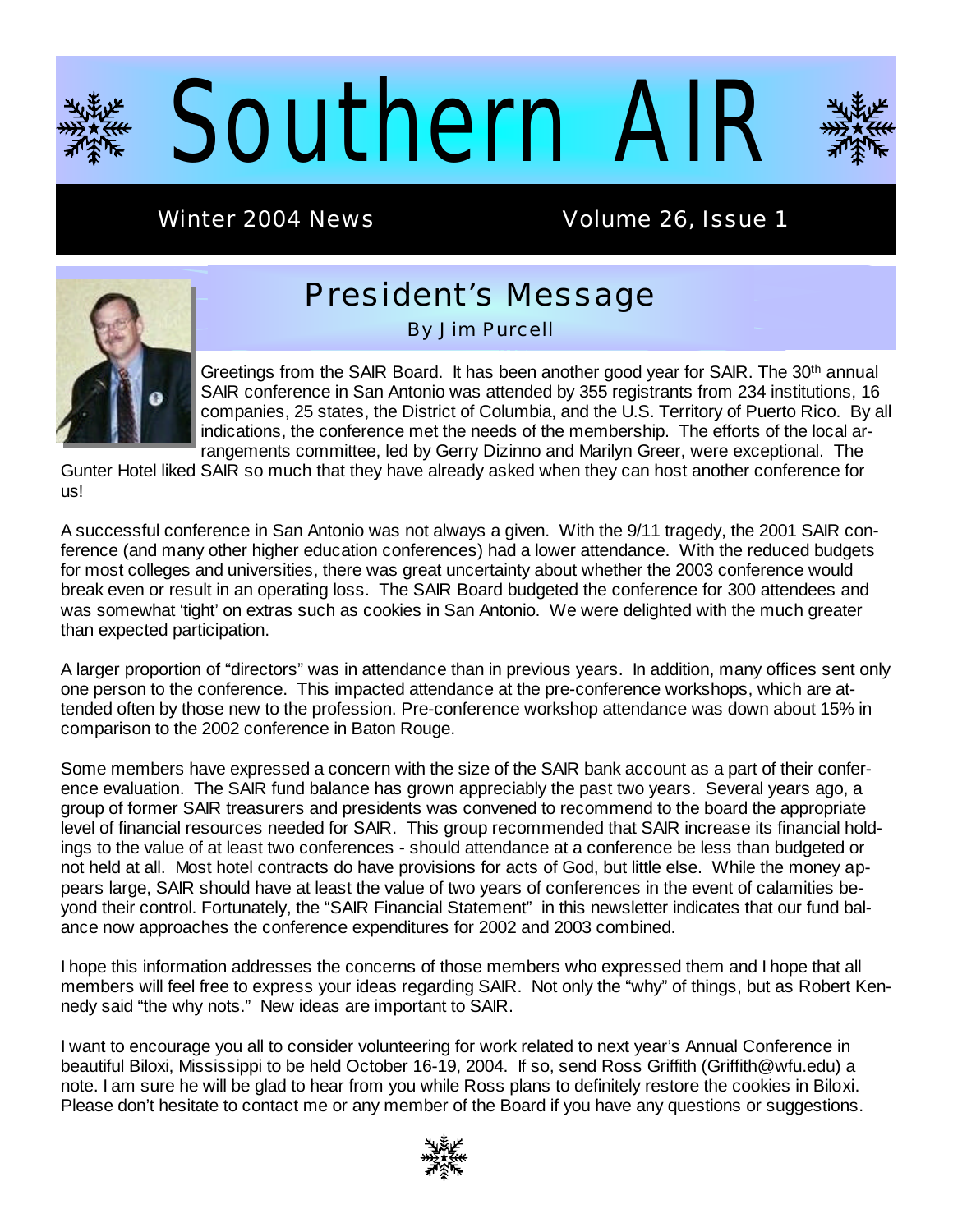# Southern AIR

Winter 2004 News    Volume 26, Issue 1

## President's Message

By Jim Purcell

Greetings from the SAIR Board. It has been another good year for SAIR. The 30th annual SAIR conference in San Antonio was attended by 355 registrants from 234 institutions, 16 companies, 25 states, the District of Columbia, and the U.S. Territory of Puerto Rico. By all indications, the conference met the needs of the membership. The efforts of the local arrangements committee, led by Gerry Dizinno and Marilyn Greer, were exceptional. The Gunter Hotel liked SAIR so much that they have already asked when they can host another conference for us!

A successful conference in San Antonio was not always a given. With the 9/11 tragedy, the 2001 SAIR conference (and many other higher education conferences) had a lower attendance. With the reduced budgets for most colleges and universities, there was great uncertainty about whether the 2003 conference would break even or result in an operating loss. The SAIR Board budgeted the conference for 300 attendees and was somewhat 'tight' on extras such as cookies in San Antonio. We were delighted with the much greater than expected participation.

A larger proportion of "directors" was in attendance than in previous years. In addition, many offices sent only one person to the conference. This impacted attendance at the pre-conference workshops, which are attended often by those new to the profession. Pre-conference workshop attendance was down about 15% in comparison to the 2002 conference in Baton Rouge.

Some members have expressed a concern with the size of the SAIR bank account as a part of their conference evaluation. The SAIR fund balance has grown appreciably the past two years. Several years ago, a group of former SAIR treasurers and presidents was convened to recommend to the board the appropriate level of financial resources needed for SAIR. This group recommended that SAIR increase its financial holdings to the value of at least two conferences - should attendance at a conference be less than budgeted or not held at all. Most hotel contracts do have provisions for acts of God, but little else. While the money appears large, SAIR should have at least the value of two years of conferences in the event of calamities beyond their control. Fortunately, the "SAIR Financial Statement" in this newsletter indicates that our fund balance now approaches the conference expenditures for 2002 and 2003 combined.

I hope this information addresses the concerns of those members who expressed them and I hope that all members will feel free to express your ideas regarding SAIR. Not only the "why" of things, but as Robert Kennedy said "the why nots." New ideas are important to SAIR.

I want to encourage you all to consider volunteering for work related to next year's Annual Conference in beautiful Biloxi, Mississippi to be held October 16-19, 2004. If so, send Ross Griffith (Griffith@wfu.edu) a note. I am sure he will be glad to hear from you while Ross plans to definitely restore the cookies in Biloxi. Please don't hesitate to contact me or any member of the Board if you have any questions or suggestions.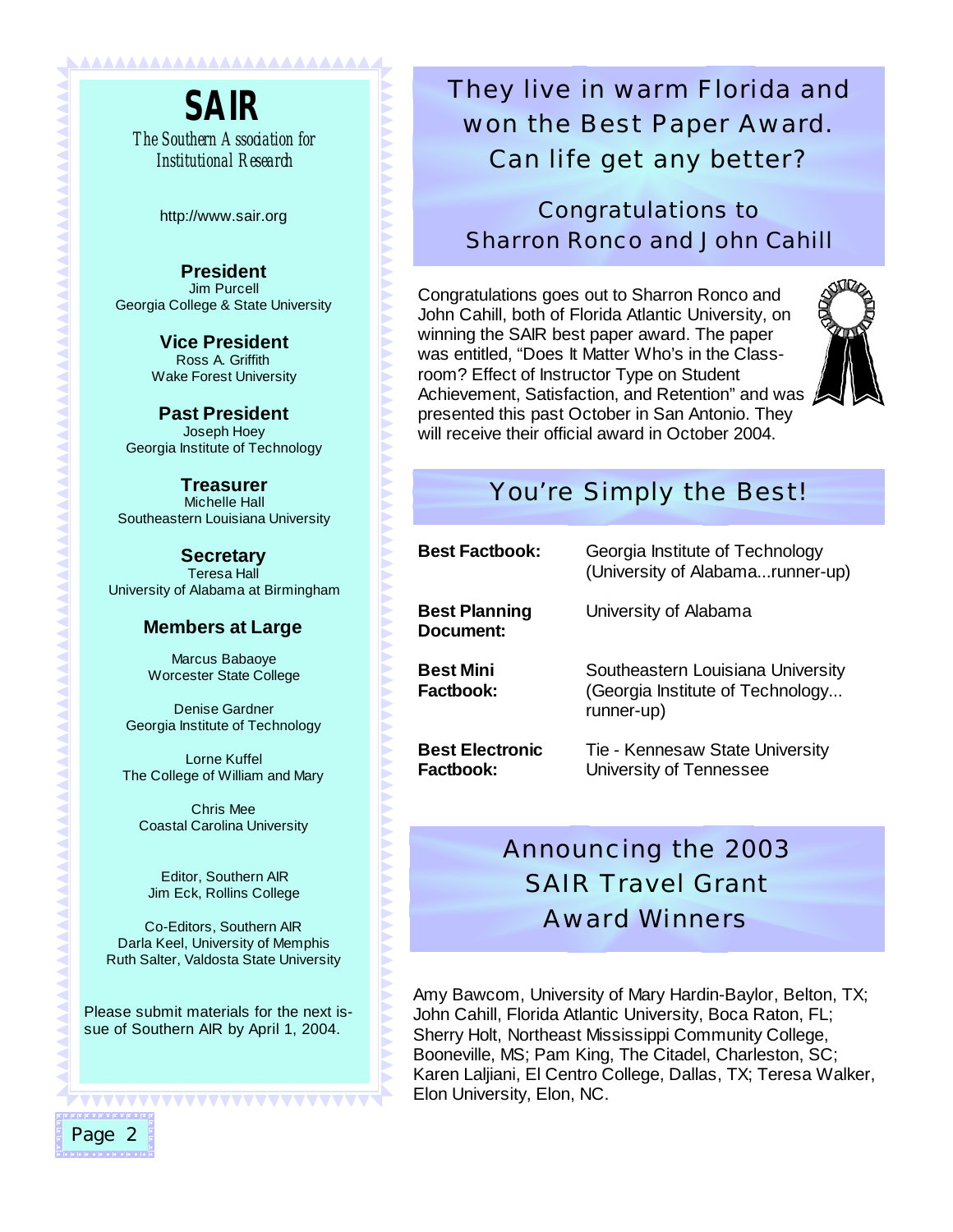# SAIR

*The Southern Association for Institutional Research*

http://www.sair.org

**President**
Jim Purcell
Georgia College & State University

**Vice President**
Ross A. Griffith
Wake Forest University

**Past President**
Joseph Hoey
Georgia Institute of Technology

**Treasurer**
Michelle Hall
Southeastern Louisiana University

**Secretary**
Teresa Hall
University of Alabama at Birmingham

**Members at Large**

Marcus Babaoye
Worcester State College

Denise Gardner
Georgia Institute of Technology

Lorne Kuffel
The College of William and Mary

Chris Mee
Coastal Carolina University

Editor, Southern AIR
Jim Eck, Rollins College

Co-Editors, Southern AIR
Darla Keel, University of Memphis
Ruth Salter, Valdosta State University

Please submit materials for the next issue of Southern AIR by April 1, 2004.

## They live in warm Florida and won the Best Paper Award. Can life get any better?

### Congratulations to Sharron Ronco and John Cahill

Congratulations goes out to Sharron Ronco and John Cahill, both of Florida Atlantic University, on winning the SAIR best paper award. The paper was entitled, "Does It Matter Who's in the Classroom? Effect of Instructor Type on Student Achievement, Satisfaction, and Retention" and was presented this past October in San Antonio. They will receive their official award in October 2004.

## You're Simply the Best!

| | |
|---|---|
| **Best Factbook:** | Georgia Institute of Technology (University of Alabama...runner-up) |
| **Best Planning Document:** | University of Alabama |
| **Best Mini Factbook:** | Southeastern Louisiana University (Georgia Institute of Technology... runner-up) |
| **Best Electronic Factbook:** | Tie - Kennesaw State University University of Tennessee |

## Announcing the 2003 SAIR Travel Grant Award Winners

Amy Bawcom, University of Mary Hardin-Baylor, Belton, TX; John Cahill, Florida Atlantic University, Boca Raton, FL; Sherry Holt, Northeast Mississippi Community College, Booneville, MS; Pam King, The Citadel, Charleston, SC; Karen Laljiani, El Centro College, Dallas, TX; Teresa Walker, Elon University, Elon, NC.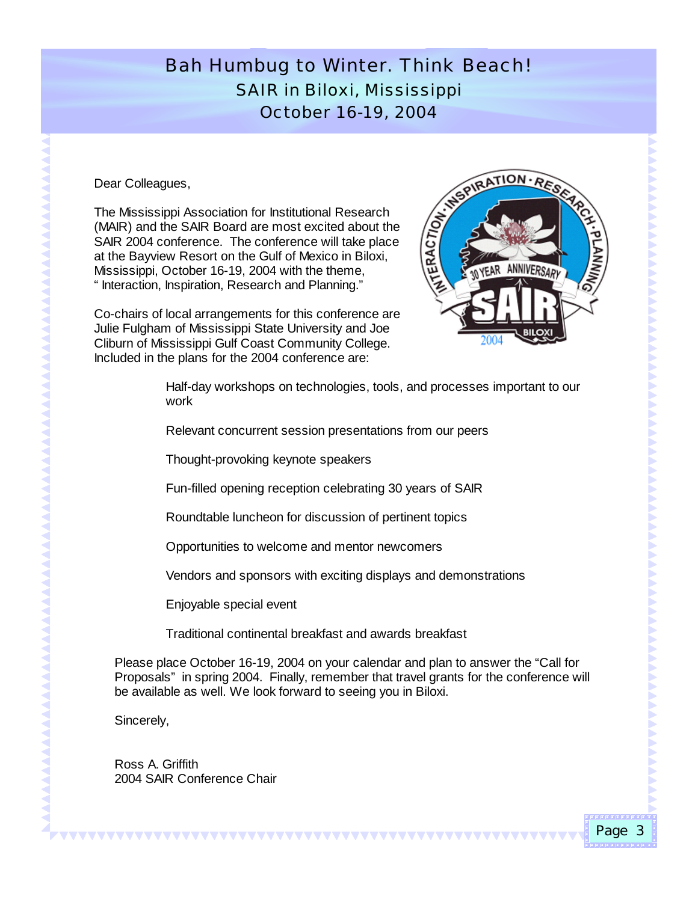# Bah Humbug to Winter. Think Beach!

## SAIR in Biloxi, Mississippi

## October 16-19, 2004

Dear Colleagues,

The Mississippi Association for Institutional Research (MAIR) and the SAIR Board are most excited about the SAIR 2004 conference. The conference will take place at the Bayview Resort on the Gulf of Mexico in Biloxi, Mississippi, October 16-19, 2004 with the theme, " Interaction, Inspiration, Research and Planning."

Co-chairs of local arrangements for this conference are Julie Fulgham of Mississippi State University and Joe Cliburn of Mississippi Gulf Coast Community College. Included in the plans for the 2004 conference are:

- Half-day workshops on technologies, tools, and processes important to our work
- Relevant concurrent session presentations from our peers
- Thought-provoking keynote speakers
- Fun-filled opening reception celebrating 30 years of SAIR
- Roundtable luncheon for discussion of pertinent topics
- Opportunities to welcome and mentor newcomers
- Vendors and sponsors with exciting displays and demonstrations
- Enjoyable special event
- Traditional continental breakfast and awards breakfast

Please place October 16-19, 2004 on your calendar and plan to answer the "Call for Proposals" in spring 2004. Finally, remember that travel grants for the conference will be available as well. We look forward to seeing you in Biloxi.

Sincerely,

Ross A. Griffith
2004 SAIR Conference Chair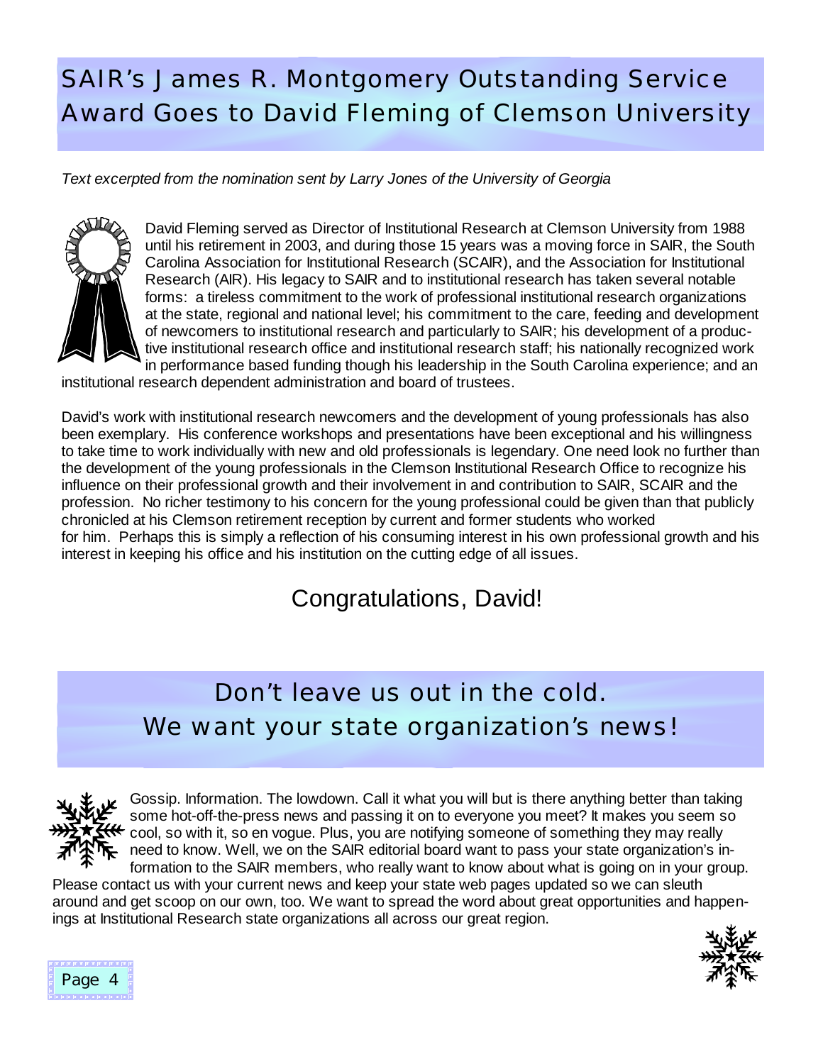# SAIR's James R. Montgomery Outstanding Service Award Goes to David Fleming of Clemson University

*Text excerpted from the nomination sent by Larry Jones of the University of Georgia*

David Fleming served as Director of Institutional Research at Clemson University from 1988 until his retirement in 2003, and during those 15 years was a moving force in SAIR, the South Carolina Association for Institutional Research (SCAIR), and the Association for Institutional Research (AIR). His legacy to SAIR and to institutional research has taken several notable forms: a tireless commitment to the work of professional institutional research organizations at the state, regional and national level; his commitment to the care, feeding and development of newcomers to institutional research and particularly to SAIR; his development of a productive institutional research office and institutional research staff; his nationally recognized work in performance based funding though his leadership in the South Carolina experience; and an institutional research dependent administration and board of trustees.

David's work with institutional research newcomers and the development of young professionals has also been exemplary. His conference workshops and presentations have been exceptional and his willingness to take time to work individually with new and old professionals is legendary. One need look no further than the development of the young professionals in the Clemson Institutional Research Office to recognize his influence on their professional growth and their involvement in and contribution to SAIR, SCAIR and the profession. No richer testimony to his concern for the young professional could be given than that publicly chronicled at his Clemson retirement reception by current and former students who worked for him. Perhaps this is simply a reflection of his consuming interest in his own professional growth and his interest in keeping his office and his institution on the cutting edge of all issues.

Congratulations, David!

# Don't leave us out in the cold. We want your state organization's news!

Gossip. Information. The lowdown. Call it what you will but is there anything better than taking some hot-off-the-press news and passing it on to everyone you meet? It makes you seem so cool, so with it, so en vogue. Plus, you are notifying someone of something they may really need to know. Well, we on the SAIR editorial board want to pass your state organization's information to the SAIR members, who really want to know about what is going on in your group. Please contact us with your current news and keep your state web pages updated so we can sleuth around and get scoop on our own, too. We want to spread the word about great opportunities and happenings at Institutional Research state organizations all across our great region.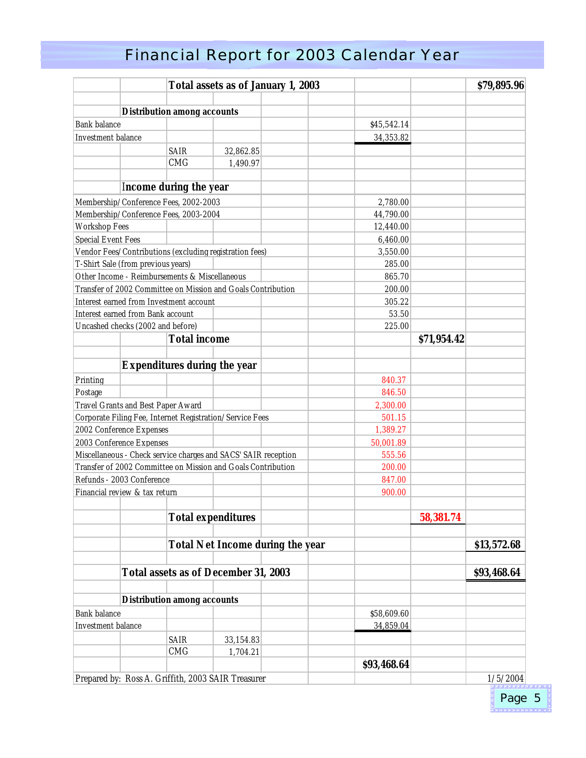# Financial Report for 2003 Calendar Year

| | | | |
|---|---|---|---|
| **Total assets as of January 1, 2003** | | | **$79,895.96** |
| | | | |
| ***Distribution among accounts*** | | | |
| Bank balance | $45,542.14 | | |
| Investment balance | 34,353.82 | | |
| SAIR 32,862.85 | | | |
| CMG 1,490.97 | | | |
| | | | |
| **Income during the year** | | | |
| Membership/Conference Fees, 2002-2003 | 2,780.00 | | |
| Membership/Conference Fees, 2003-2004 | 44,790.00 | | |
| Workshop Fees | 12,440.00 | | |
| Special Event Fees | 6,460.00 | | |
| Vendor Fees/Contributions (excluding registration fees) | 3,550.00 | | |
| T-Shirt Sale (from previous years) | 285.00 | | |
| Other Income - Reimbursements & Miscellaneous | 865.70 | | |
| Transfer of 2002 Committee on Mission and Goals Contribution | 200.00 | | |
| Interest earned from Investment account | 305.22 | | |
| Interest earned from Bank account | 53.50 | | |
| Uncashed checks (2002 and before) | 225.00 | | |
| **Total income** | | **$71,954.42** | |
| | | | |
| **Expenditures during the year** | | | |
| Printing | 840.37 | | |
| Postage | 846.50 | | |
| Travel Grants and Best Paper Award | 2,300.00 | | |
| Corporate Filing Fee, Internet Registration/Service Fees | 501.15 | | |
| 2002 Conference Expenses | 1,389.27 | | |
| 2003 Conference Expenses | 50,001.89 | | |
| Miscellaneous - Check service charges and SACS' SAIR reception | 555.56 | | |
| Transfer of 2002 Committee on Mission and Goals Contribution | 200.00 | | |
| Refunds - 2003 Conference | 847.00 | | |
| Financial review & tax return | 900.00 | | |
| | | | |
| **Total expenditures** | | **58,381.74** | |
| | | | |
| **Total Net Income during the year** | | | **$13,572.68** |
| | | | |
| **Total assets as of December 31, 2003** | | | **$93,468.64** |
| | | | |
| ***Distribution among accounts*** | | | |
| Bank balance | $58,609.60 | | |
| Investment balance | 34,859.04 | | |
| SAIR 33,154.83 | | | |
| CMG 1,704.21 | | | |
| | **$93,468.64** | | |
| Prepared by: Ross A. Griffith, 2003 SAIR Treasurer | | | 1/5/2004 |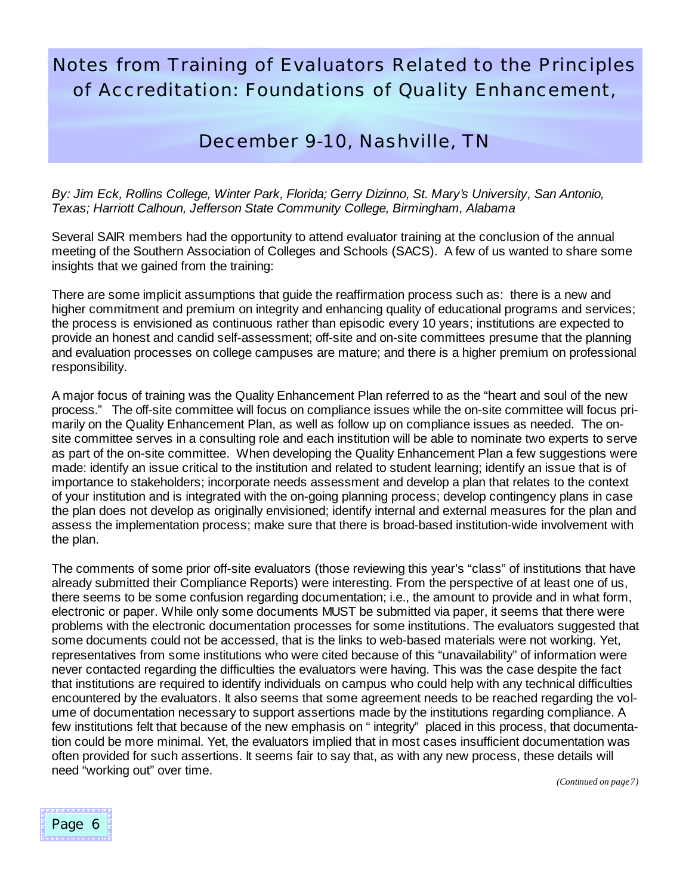# Notes from Training of Evaluators Related to the Principles of Accreditation: Foundations of Quality Enhancement,

## December 9-10, Nashville, TN

*By: Jim Eck, Rollins College, Winter Park, Florida; Gerry Dizinno, St. Mary's University, San Antonio, Texas; Harriott Calhoun, Jefferson State Community College, Birmingham, Alabama*

Several SAIR members had the opportunity to attend evaluator training at the conclusion of the annual meeting of the Southern Association of Colleges and Schools (SACS). A few of us wanted to share some insights that we gained from the training:

There are some implicit assumptions that guide the reaffirmation process such as: there is a new and higher commitment and premium on integrity and enhancing quality of educational programs and services; the process is envisioned as continuous rather than episodic every 10 years; institutions are expected to provide an honest and candid self-assessment; off-site and on-site committees presume that the planning and evaluation processes on college campuses are mature; and there is a higher premium on professional responsibility.

A major focus of training was the Quality Enhancement Plan referred to as the "heart and soul of the new process." The off-site committee will focus on compliance issues while the on-site committee will focus primarily on the Quality Enhancement Plan, as well as follow up on compliance issues as needed. The on-site committee serves in a consulting role and each institution will be able to nominate two experts to serve as part of the on-site committee. When developing the Quality Enhancement Plan a few suggestions were made: identify an issue critical to the institution and related to student learning; identify an issue that is of importance to stakeholders; incorporate needs assessment and develop a plan that relates to the context of your institution and is integrated with the on-going planning process; develop contingency plans in case the plan does not develop as originally envisioned; identify internal and external measures for the plan and assess the implementation process; make sure that there is broad-based institution-wide involvement with the plan.

The comments of some prior off-site evaluators (those reviewing this year's "class" of institutions that have already submitted their Compliance Reports) were interesting. From the perspective of at least one of us, there seems to be some confusion regarding documentation; i.e., the amount to provide and in what form, electronic or paper. While only some documents MUST be submitted via paper, it seems that there were problems with the electronic documentation processes for some institutions. The evaluators suggested that some documents could not be accessed, that is the links to web-based materials were not working. Yet, representatives from some institutions who were cited because of this "unavailability" of information were never contacted regarding the difficulties the evaluators were having. This was the case despite the fact that institutions are required to identify individuals on campus who could help with any technical difficulties encountered by the evaluators. It also seems that some agreement needs to be reached regarding the volume of documentation necessary to support assertions made by the institutions regarding compliance. A few institutions felt that because of the new emphasis on " integrity" placed in this process, that documentation could be more minimal. Yet, the evaluators implied that in most cases insufficient documentation was often provided for such assertions. It seems fair to say that, as with any new process, these details will need "working out" over time.

*(Continued on page 7)*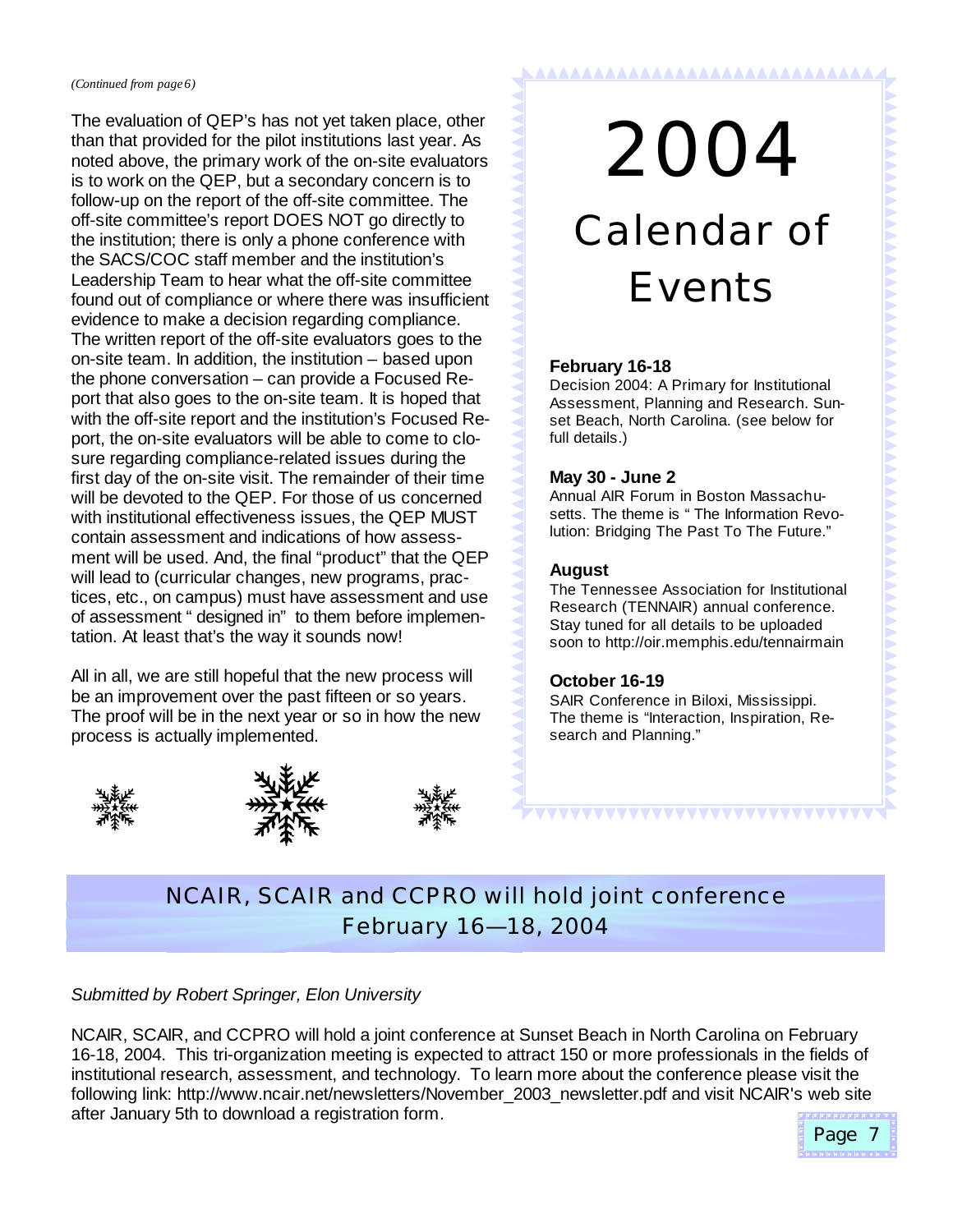*(Continued from page 6)*

The evaluation of QEP's has not yet taken place, other than that provided for the pilot institutions last year. As noted above, the primary work of the on-site evaluators is to work on the QEP, but a secondary concern is to follow-up on the report of the off-site committee. The off-site committee's report DOES NOT go directly to the institution; there is only a phone conference with the SACS/COC staff member and the institution's Leadership Team to hear what the off-site committee found out of compliance or where there was insufficient evidence to make a decision regarding compliance. The written report of the off-site evaluators goes to the on-site team. In addition, the institution – based upon the phone conversation – can provide a Focused Report that also goes to the on-site team. It is hoped that with the off-site report and the institution's Focused Report, the on-site evaluators will be able to come to closure regarding compliance-related issues during the first day of the on-site visit. The remainder of their time will be devoted to the QEP. For those of us concerned with institutional effectiveness issues, the QEP MUST contain assessment and indications of how assessment will be used. And, the final "product" that the QEP will lead to (curricular changes, new programs, practices, etc., on campus) must have assessment and use of assessment " designed in" to them before implementation. At least that's the way it sounds now!

All in all, we are still hopeful that the new process will be an improvement over the past fifteen or so years. The proof will be in the next year or so in how the new process is actually implemented.

# 2004 Calendar of Events

**February 16-18**
Decision 2004: A Primary for Institutional Assessment, Planning and Research. Sunset Beach, North Carolina. (see below for full details.)

**May 30 - June 2**
Annual AIR Forum in Boston Massachusetts. The theme is " The Information Revolution: Bridging The Past To The Future."

**August**
The Tennessee Association for Institutional Research (TENNAIR) annual conference. Stay tuned for all details to be uploaded soon to http://oir.memphis.edu/tennairmain

**October 16-19**
SAIR Conference in Biloxi, Mississippi. The theme is "Interaction, Inspiration, Research and Planning."

## NCAIR, SCAIR and CCPRO will hold joint conference February 16—18, 2004

*Submitted by Robert Springer, Elon University*

NCAIR, SCAIR, and CCPRO will hold a joint conference at Sunset Beach in North Carolina on February 16-18, 2004. This tri-organization meeting is expected to attract 150 or more professionals in the fields of institutional research, assessment, and technology. To learn more about the conference please visit the following link: http://www.ncair.net/newsletters/November_2003_newsletter.pdf and visit NCAIR's web site after January 5th to download a registration form.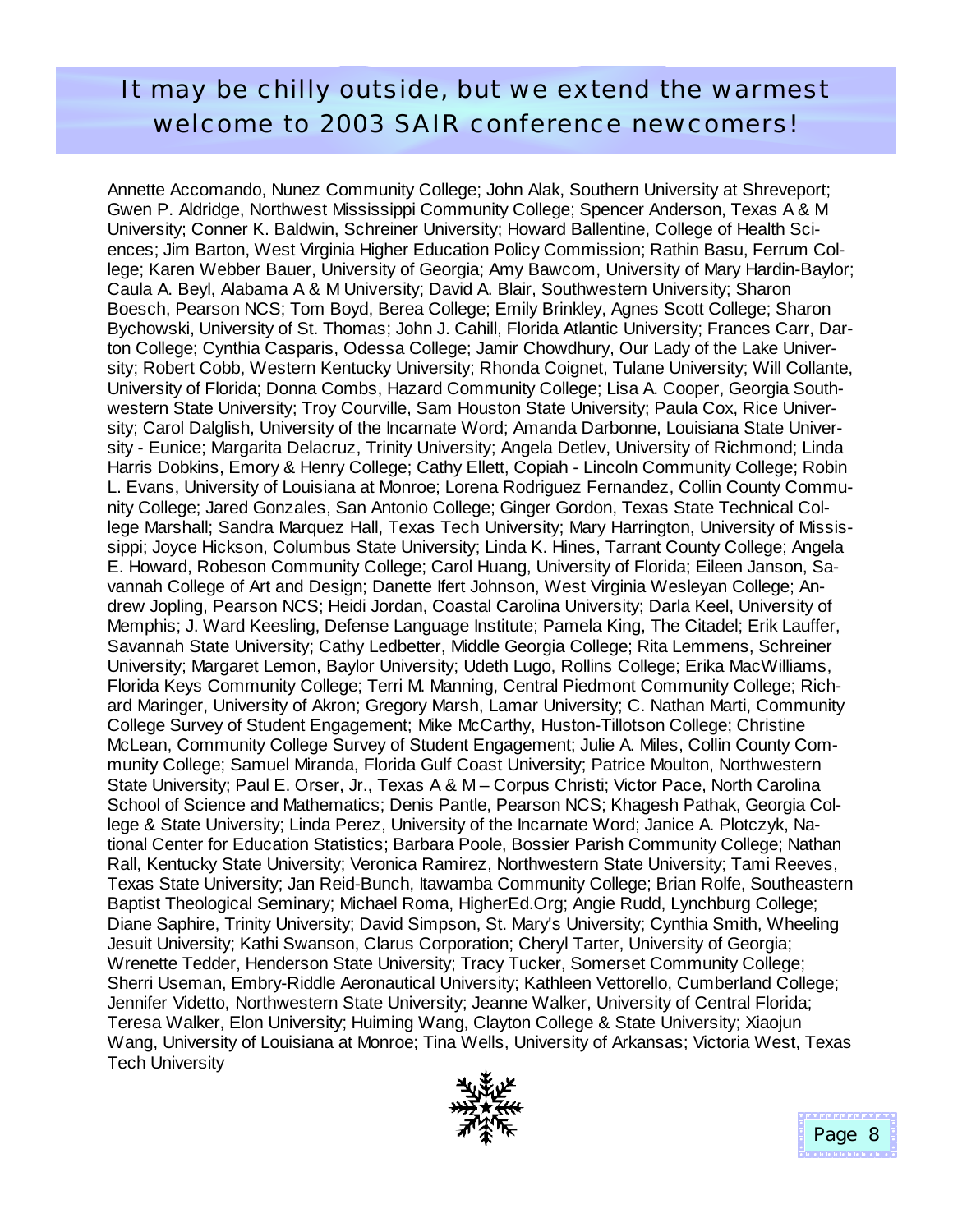## It may be chilly outside, but we extend the warmest welcome to 2003 SAIR conference newcomers!

Annette Accomando, Nunez Community College; John Alak, Southern University at Shreveport; Gwen P. Aldridge, Northwest Mississippi Community College; Spencer Anderson, Texas A & M University; Conner K. Baldwin, Schreiner University; Howard Ballentine, College of Health Sciences; Jim Barton, West Virginia Higher Education Policy Commission; Rathin Basu, Ferrum College; Karen Webber Bauer, University of Georgia; Amy Bawcom, University of Mary Hardin-Baylor; Caula A. Beyl, Alabama A & M University; David A. Blair, Southwestern University; Sharon Boesch, Pearson NCS; Tom Boyd, Berea College; Emily Brinkley, Agnes Scott College; Sharon Bychowski, University of St. Thomas; John J. Cahill, Florida Atlantic University; Frances Carr, Darton College; Cynthia Casparis, Odessa College; Jamir Chowdhury, Our Lady of the Lake University; Robert Cobb, Western Kentucky University; Rhonda Coignet, Tulane University; Will Collante, University of Florida; Donna Combs, Hazard Community College; Lisa A. Cooper, Georgia Southwestern State University; Troy Courville, Sam Houston State University; Paula Cox, Rice University; Carol Dalglish, University of the Incarnate Word; Amanda Darbonne, Louisiana State University - Eunice; Margarita Delacruz, Trinity University; Angela Detlev, University of Richmond; Linda Harris Dobkins, Emory & Henry College; Cathy Ellett, Copiah - Lincoln Community College; Robin L. Evans, University of Louisiana at Monroe; Lorena Rodriguez Fernandez, Collin County Community College; Jared Gonzales, San Antonio College; Ginger Gordon, Texas State Technical College Marshall; Sandra Marquez Hall, Texas Tech University; Mary Harrington, University of Mississippi; Joyce Hickson, Columbus State University; Linda K. Hines, Tarrant County College; Angela E. Howard, Robeson Community College; Carol Huang, University of Florida; Eileen Janson, Savannah College of Art and Design; Danette Ifert Johnson, West Virginia Wesleyan College; Andrew Jopling, Pearson NCS; Heidi Jordan, Coastal Carolina University; Darla Keel, University of Memphis; J. Ward Keesling, Defense Language Institute; Pamela King, The Citadel; Erik Lauffer, Savannah State University; Cathy Ledbetter, Middle Georgia College; Rita Lemmens, Schreiner University; Margaret Lemon, Baylor University; Udeth Lugo, Rollins College; Erika MacWilliams, Florida Keys Community College; Terri M. Manning, Central Piedmont Community College; Richard Maringer, University of Akron; Gregory Marsh, Lamar University; C. Nathan Marti, Community College Survey of Student Engagement; Mike McCarthy, Huston-Tillotson College; Christine McLean, Community College Survey of Student Engagement; Julie A. Miles, Collin County Community College; Samuel Miranda, Florida Gulf Coast University; Patrice Moulton, Northwestern State University; Paul E. Orser, Jr., Texas A & M – Corpus Christi; Victor Pace, North Carolina School of Science and Mathematics; Denis Pantle, Pearson NCS; Khagesh Pathak, Georgia College & State University; Linda Perez, University of the Incarnate Word; Janice A. Plotczyk, National Center for Education Statistics; Barbara Poole, Bossier Parish Community College; Nathan Rall, Kentucky State University; Veronica Ramirez, Northwestern State University; Tami Reeves, Texas State University; Jan Reid-Bunch, Itawamba Community College; Brian Rolfe, Southeastern Baptist Theological Seminary; Michael Roma, HigherEd.Org; Angie Rudd, Lynchburg College; Diane Saphire, Trinity University; David Simpson, St. Mary's University; Cynthia Smith, Wheeling Jesuit University; Kathi Swanson, Clarus Corporation; Cheryl Tarter, University of Georgia; Wrenette Tedder, Henderson State University; Tracy Tucker, Somerset Community College; Sherri Useman, Embry-Riddle Aeronautical University; Kathleen Vettorello, Cumberland College; Jennifer Videtto, Northwestern State University; Jeanne Walker, University of Central Florida; Teresa Walker, Elon University; Huiming Wang, Clayton College & State University; Xiaojun Wang, University of Louisiana at Monroe; Tina Wells, University of Arkansas; Victoria West, Texas Tech University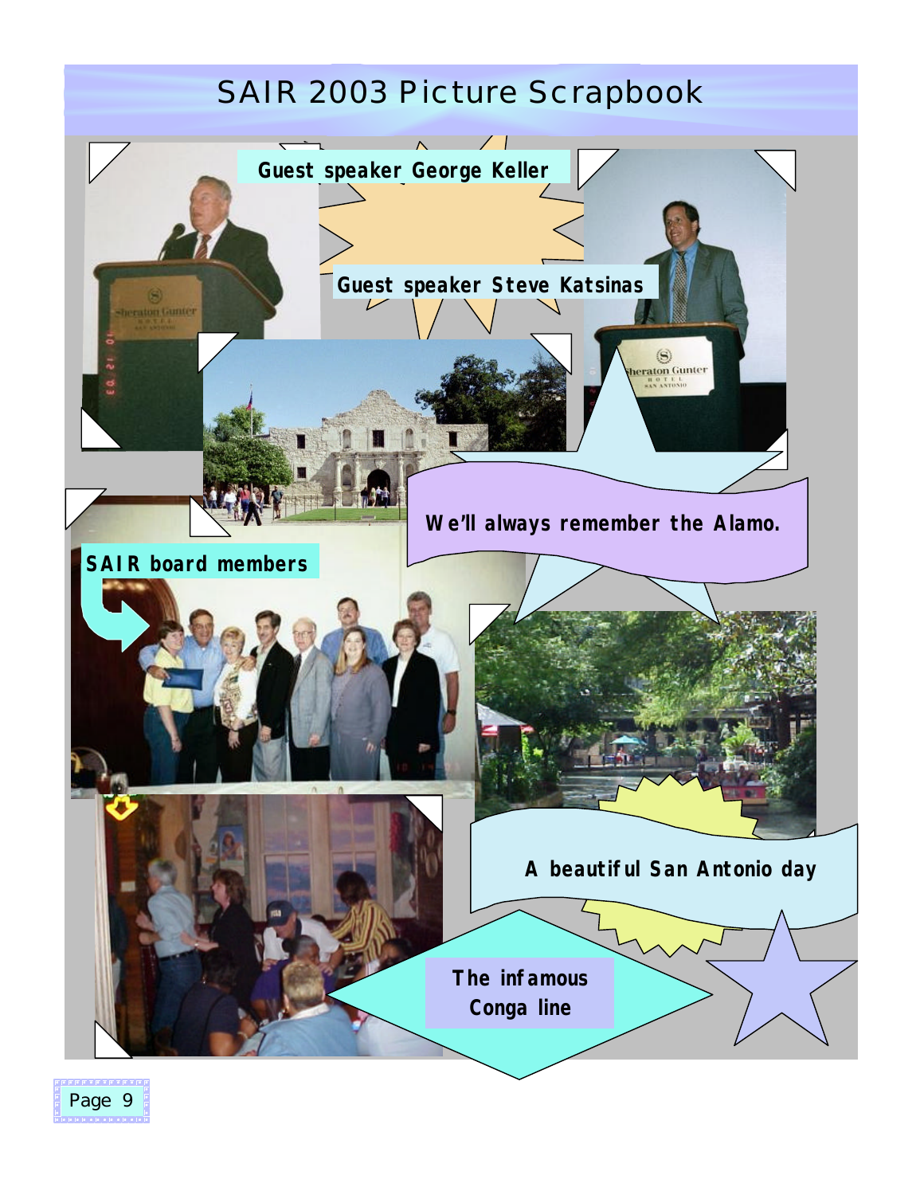# SAIR 2003 Picture Scrapbook

Guest speaker George Keller

Guest speaker Steve Katsinas

We'll always remember the Alamo.

SAIR board members

A beautiful San Antonio day

The infamous Conga line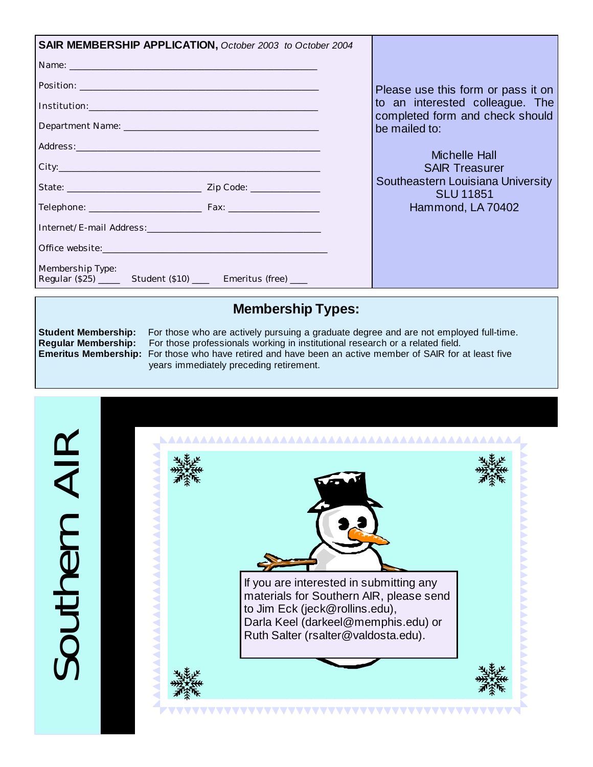**SAIR MEMBERSHIP APPLICATION,** *October 2003 to October 2004*

Name: ______________________________________________

Position: ______________________________________________

Institution: ______________________________________________

Department Name: ______________________________________________

Address: ______________________________________________

City: ______________________________________________

State: ________________________ Zip Code: _____________

Telephone: ____________________ Fax: _________________

Internet/E-mail Address: ______________________________

Office website: ______________________________________________

Membership Type:
Regular ($25) _____ Student ($10) ____ Emeritus (free) ____

Please use this form or pass it on to an interested colleague. The completed form and check should be mailed to:

Michelle Hall
SAIR Treasurer
Southeastern Louisiana University
SLU 11851
Hammond, LA 70402

## Membership Types:

**Student Membership:** For those who are actively pursuing a graduate degree and are not employed full-time.
**Regular Membership:** For those professionals working in institutional research or a related field.
**Emeritus Membership:** For those who have retired and have been an active member of SAIR for at least five years immediately preceding retirement.

Southern AIR

If you are interested in submitting any materials for Southern AIR, please send to Jim Eck (jeck@rollins.edu), Darla Keel (darkeel@memphis.edu) or Ruth Salter (rsalter@valdosta.edu).